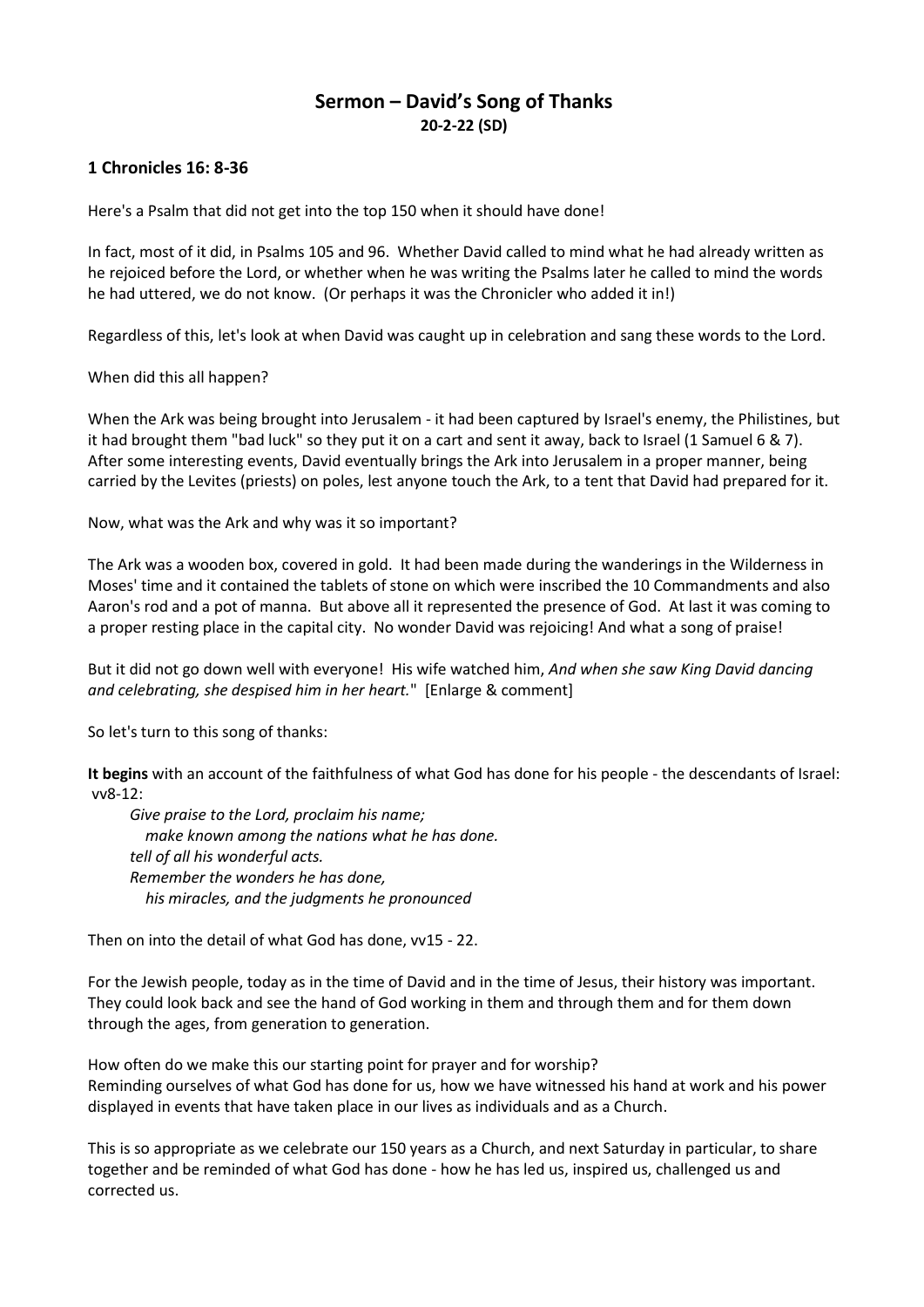# Sermon – David's Song of Thanks

**20-2-22 (SD)**

**1 Chronicles 16: 8-36**

Here's a Psalm that did not get into the top 150 when it should have done!

In fact, most of it did, in Psalms 105 and 96. Whether David called to mind what he had already written as he rejoiced before the Lord, or whether when he was writing the Psalms later he called to mind the words he had uttered, we do not know. (Or perhaps it was the Chronicler who added it in!)

Regardless of this, let's look at when David was caught up in celebration and sang these words to the Lord.

When did this all happen?

When the Ark was being brought into Jerusalem - it had been captured by Israel's enemy, the Philistines, but it had brought them "bad luck" so they put it on a cart and sent it away, back to Israel (1 Samuel 6 & 7). After some interesting events, David eventually brings the Ark into Jerusalem in a proper manner, being carried by the Levites (priests) on poles, lest anyone touch the Ark, to a tent that David had prepared for it.

Now, what was the Ark and why was it so important?

The Ark was a wooden box, covered in gold. It had been made during the wanderings in the Wilderness in Moses' time and it contained the tablets of stone on which were inscribed the 10 Commandments and also Aaron's rod and a pot of manna. But above all it represented the presence of God. At last it was coming to a proper resting place in the capital city. No wonder David was rejoicing! And what a song of praise!

But it did not go down well with everyone! His wife watched him, *And when she saw King David dancing and celebrating, she despised him in her heart.*" [Enlarge & comment]

So let's turn to this song of thanks:

**It begins** with an account of the faithfulness of what God has done for his people - the descendants of Israel: vv8-12:

> *Give praise to the Lord, proclaim his name;*
> *make known among the nations what he has done.*
> *tell of all his wonderful acts.*
> *Remember the wonders he has done,*
> *his miracles, and the judgments he pronounced*

Then on into the detail of what God has done, vv15 - 22.

For the Jewish people, today as in the time of David and in the time of Jesus, their history was important. They could look back and see the hand of God working in them and through them and for them down through the ages, from generation to generation.

How often do we make this our starting point for prayer and for worship?
Reminding ourselves of what God has done for us, how we have witnessed his hand at work and his power displayed in events that have taken place in our lives as individuals and as a Church.

This is so appropriate as we celebrate our 150 years as a Church, and next Saturday in particular, to share together and be reminded of what God has done - how he has led us, inspired us, challenged us and corrected us.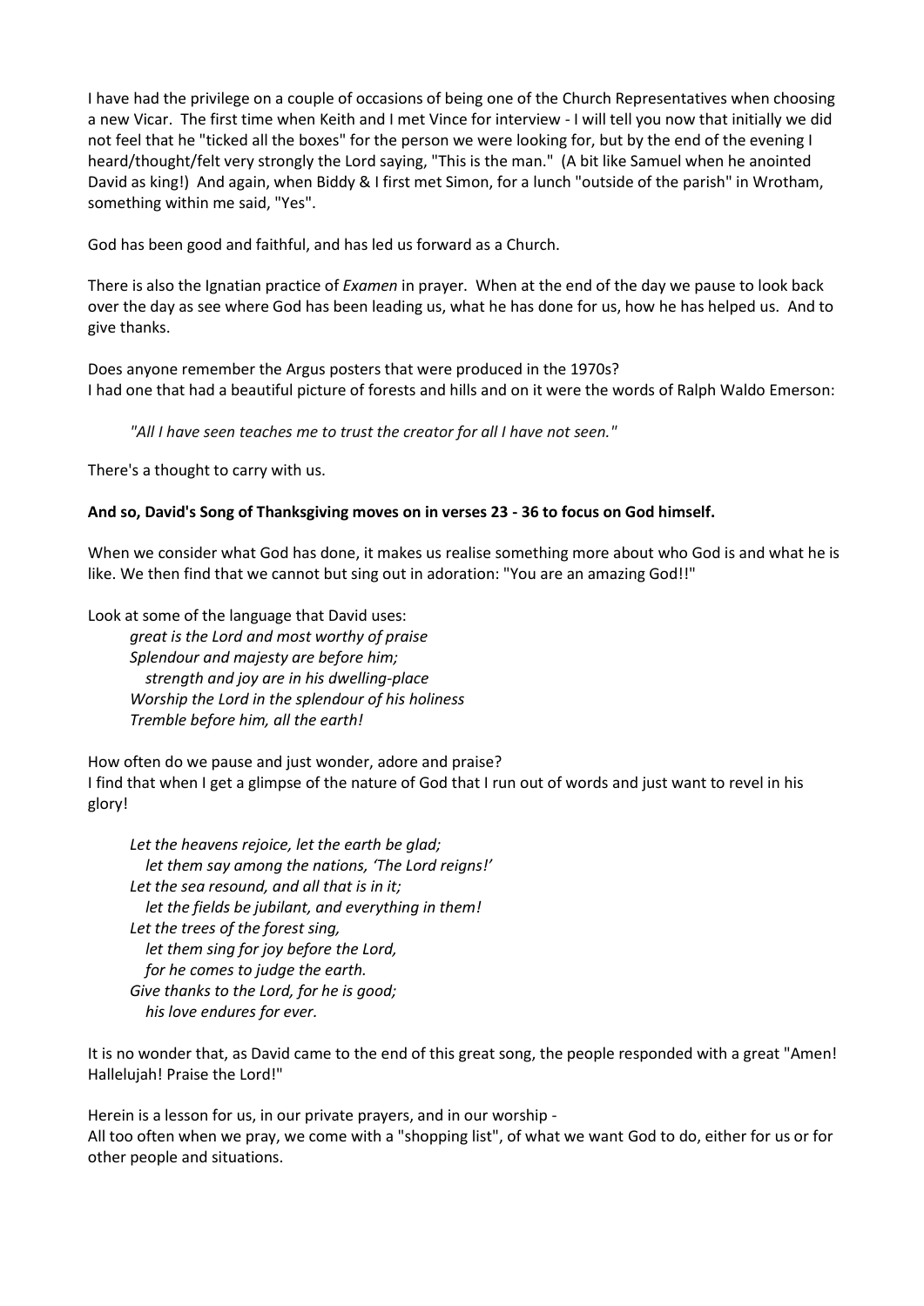I have had the privilege on a couple of occasions of being one of the Church Representatives when choosing a new Vicar. The first time when Keith and I met Vince for interview - I will tell you now that initially we did not feel that he "ticked all the boxes" for the person we were looking for, but by the end of the evening I heard/thought/felt very strongly the Lord saying, "This is the man." (A bit like Samuel when he anointed David as king!) And again, when Biddy & I first met Simon, for a lunch "outside of the parish" in Wrotham, something within me said, "Yes".

God has been good and faithful, and has led us forward as a Church.

There is also the Ignatian practice of *Examen* in prayer. When at the end of the day we pause to look back over the day as see where God has been leading us, what he has done for us, how he has helped us. And to give thanks.

Does anyone remember the Argus posters that were produced in the 1970s?
I had one that had a beautiful picture of forests and hills and on it were the words of Ralph Waldo Emerson:

> *"All I have seen teaches me to trust the creator for all I have not seen."*

There's a thought to carry with us.

**And so, David's Song of Thanksgiving moves on in verses 23 - 36 to focus on God himself.**

When we consider what God has done, it makes us realise something more about who God is and what he is like. We then find that we cannot but sing out in adoration: "You are an amazing God!!"

Look at some of the language that David uses:

> *great is the Lord and most worthy of praise*
> *Splendour and majesty are before him;*
> *strength and joy are in his dwelling-place*
> *Worship the Lord in the splendour of his holiness*
> *Tremble before him, all the earth!*

How often do we pause and just wonder, adore and praise?
I find that when I get a glimpse of the nature of God that I run out of words and just want to revel in his glory!

> *Let the heavens rejoice, let the earth be glad;*
> *let them say among the nations, 'The Lord reigns!'*
> *Let the sea resound, and all that is in it;*
> *let the fields be jubilant, and everything in them!*
> *Let the trees of the forest sing,*
> *let them sing for joy before the Lord,*
> *for he comes to judge the earth.*
> *Give thanks to the Lord, for he is good;*
> *his love endures for ever.*

It is no wonder that, as David came to the end of this great song, the people responded with a great "Amen! Hallelujah! Praise the Lord!"

Herein is a lesson for us, in our private prayers, and in our worship -
All too often when we pray, we come with a "shopping list", of what we want God to do, either for us or for other people and situations.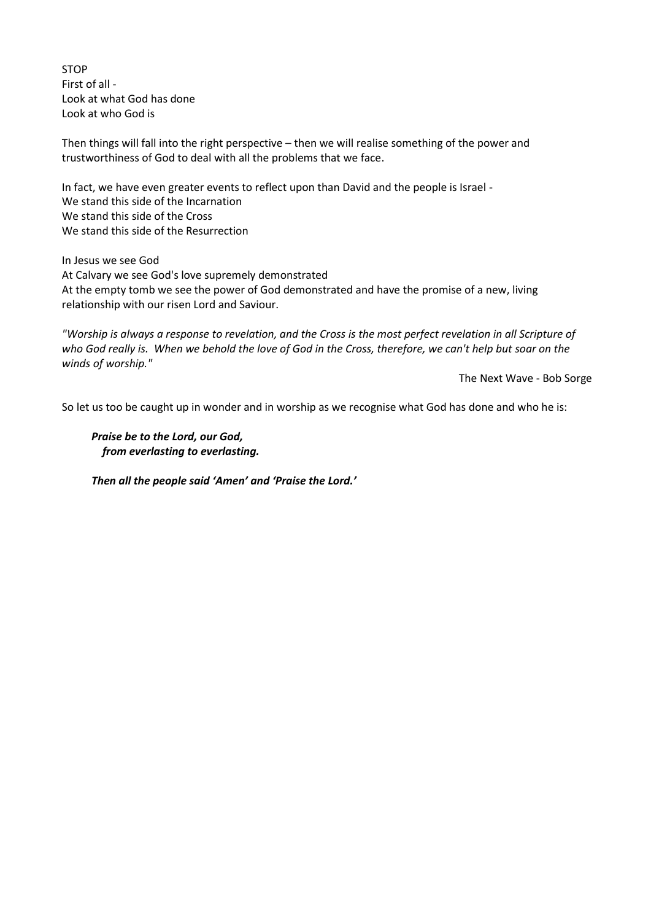STOP
First of all -
Look at what God has done
Look at who God is

Then things will fall into the right perspective – then we will realise something of the power and trustworthiness of God to deal with all the problems that we face.

In fact, we have even greater events to reflect upon than David and the people is Israel -
We stand this side of the Incarnation
We stand this side of the Cross
We stand this side of the Resurrection

In Jesus we see God
At Calvary we see God's love supremely demonstrated
At the empty tomb we see the power of God demonstrated and have the promise of a new, living relationship with our risen Lord and Saviour.

*"Worship is always a response to revelation, and the Cross is the most perfect revelation in all Scripture of who God really is. When we behold the love of God in the Cross, therefore, we can't help but soar on the winds of worship."*

The Next Wave - Bob Sorge

So let us too be caught up in wonder and in worship as we recognise what God has done and who he is:

> ***Praise be to the Lord, our God,***
> ***from everlasting to everlasting.***
>
> ***Then all the people said 'Amen' and 'Praise the Lord.'***